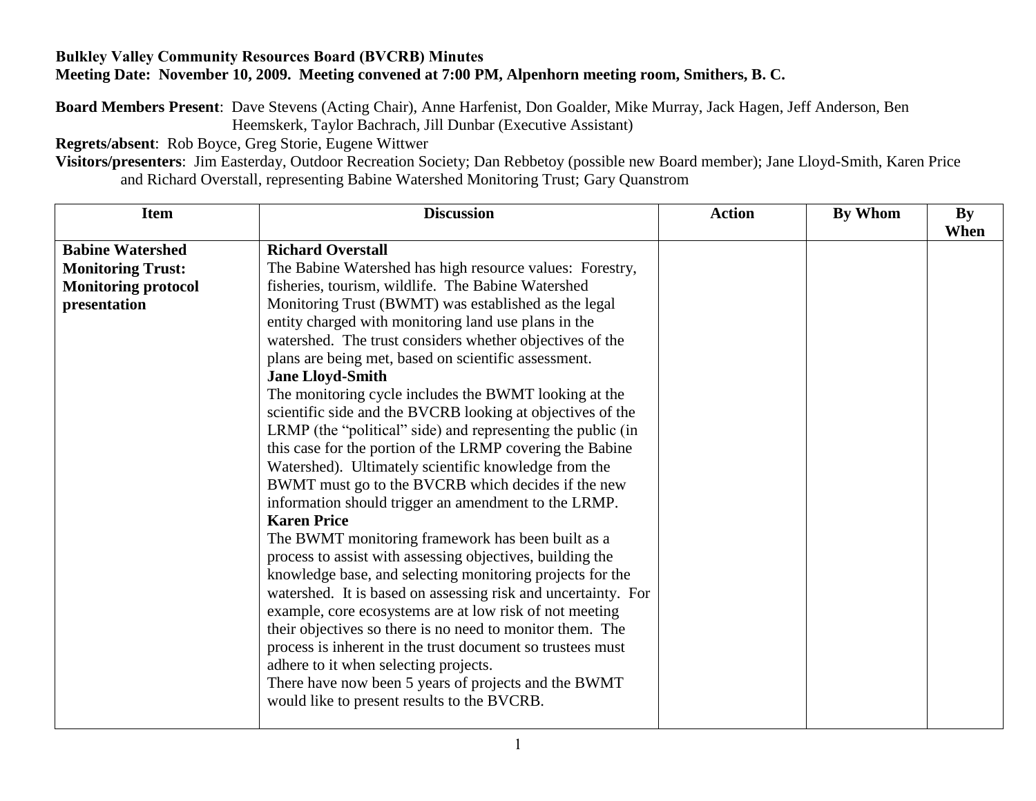**Bulkley Valley Community Resources Board (BVCRB) Minutes**
**Meeting Date: November 10, 2009. Meeting convened at 7:00 PM, Alpenhorn meeting room, Smithers, B. C.**

**Board Members Present**: Dave Stevens (Acting Chair), Anne Harfenist, Don Goalder, Mike Murray, Jack Hagen, Jeff Anderson, Ben Heemskerk, Taylor Bachrach, Jill Dunbar (Executive Assistant)

**Regrets/absent**: Rob Boyce, Greg Storie, Eugene Wittwer

**Visitors/presenters**: Jim Easterday, Outdoor Recreation Society; Dan Rebbetoy (possible new Board member); Jane Lloyd-Smith, Karen Price and Richard Overstall, representing Babine Watershed Monitoring Trust; Gary Quanstrom

| Item | Discussion | Action | By Whom | By When |
|---|---|---|---|---|
| **Babine Watershed Monitoring Trust: Monitoring protocol presentation** | **Richard Overstall**<br>The Babine Watershed has high resource values: Forestry, fisheries, tourism, wildlife. The Babine Watershed Monitoring Trust (BWMT) was established as the legal entity charged with monitoring land use plans in the watershed. The trust considers whether objectives of the plans are being met, based on scientific assessment.<br>**Jane Lloyd-Smith**<br>The monitoring cycle includes the BWMT looking at the scientific side and the BVCRB looking at objectives of the LRMP (the "political" side) and representing the public (in this case for the portion of the LRMP covering the Babine Watershed). Ultimately scientific knowledge from the BWMT must go to the BVCRB which decides if the new information should trigger an amendment to the LRMP.<br>**Karen Price**<br>The BWMT monitoring framework has been built as a process to assist with assessing objectives, building the knowledge base, and selecting monitoring projects for the watershed. It is based on assessing risk and uncertainty. For example, core ecosystems are at low risk of not meeting their objectives so there is no need to monitor them. The process is inherent in the trust document so trustees must adhere to it when selecting projects.<br>There have now been 5 years of projects and the BWMT would like to present results to the BVCRB. | | | |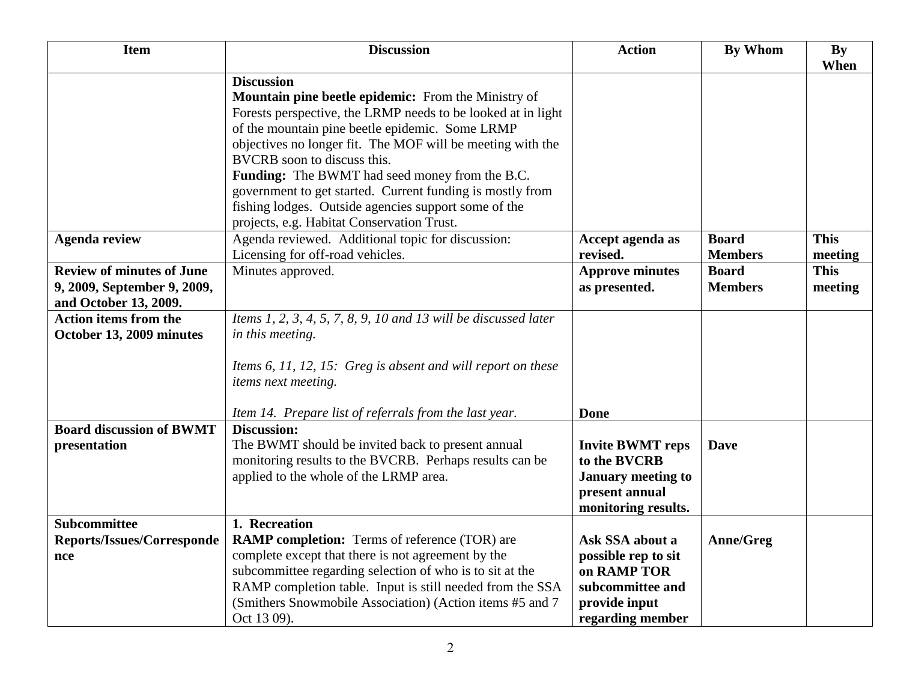| Item | Discussion | Action | By Whom | By When |
|---|---|---|---|---|
| | **Discussion**<br>**Mountain pine beetle epidemic:** From the Ministry of Forests perspective, the LRMP needs to be looked at in light of the mountain pine beetle epidemic. Some LRMP objectives no longer fit. The MOF will be meeting with the BVCRB soon to discuss this.<br>**Funding:** The BWMT had seed money from the B.C. government to get started. Current funding is mostly from fishing lodges. Outside agencies support some of the projects, e.g. Habitat Conservation Trust. | | | |
| **Agenda review** | Agenda reviewed. Additional topic for discussion: Licensing for off-road vehicles. | **Accept agenda as revised.** | **Board Members** | **This meeting** |
| **Review of minutes of June 9, 2009, September 9, 2009, and October 13, 2009.** | Minutes approved. | **Approve minutes as presented.** | **Board Members** | **This meeting** |
| **Action items from the October 13, 2009 minutes** | *Items 1, 2, 3, 4, 5, 7, 8, 9, 10 and 13 will be discussed later in this meeting.*<br><br>*Items 6, 11, 12, 15: Greg is absent and will report on these items next meeting.*<br><br>*Item 14. Prepare list of referrals from the last year.* | **Done** | | |
| **Board discussion of BWMT presentation** | **Discussion:**<br>The BWMT should be invited back to present annual monitoring results to the BVCRB. Perhaps results can be applied to the whole of the LRMP area. | **Invite BWMT reps to the BVCRB January meeting to present annual monitoring results.** | **Dave** | |
| **Subcommittee Reports/Issues/Correspondence** | **1. Recreation**<br>**RAMP completion:** Terms of reference (TOR) are complete except that there is not agreement by the subcommittee regarding selection of who is to sit at the RAMP completion table. Input is still needed from the SSA (Smithers Snowmobile Association) (Action items #5 and 7 Oct 13 09). | **Ask SSA about a possible rep to sit on RAMP TOR subcommittee and provide input regarding member** | **Anne/Greg** | |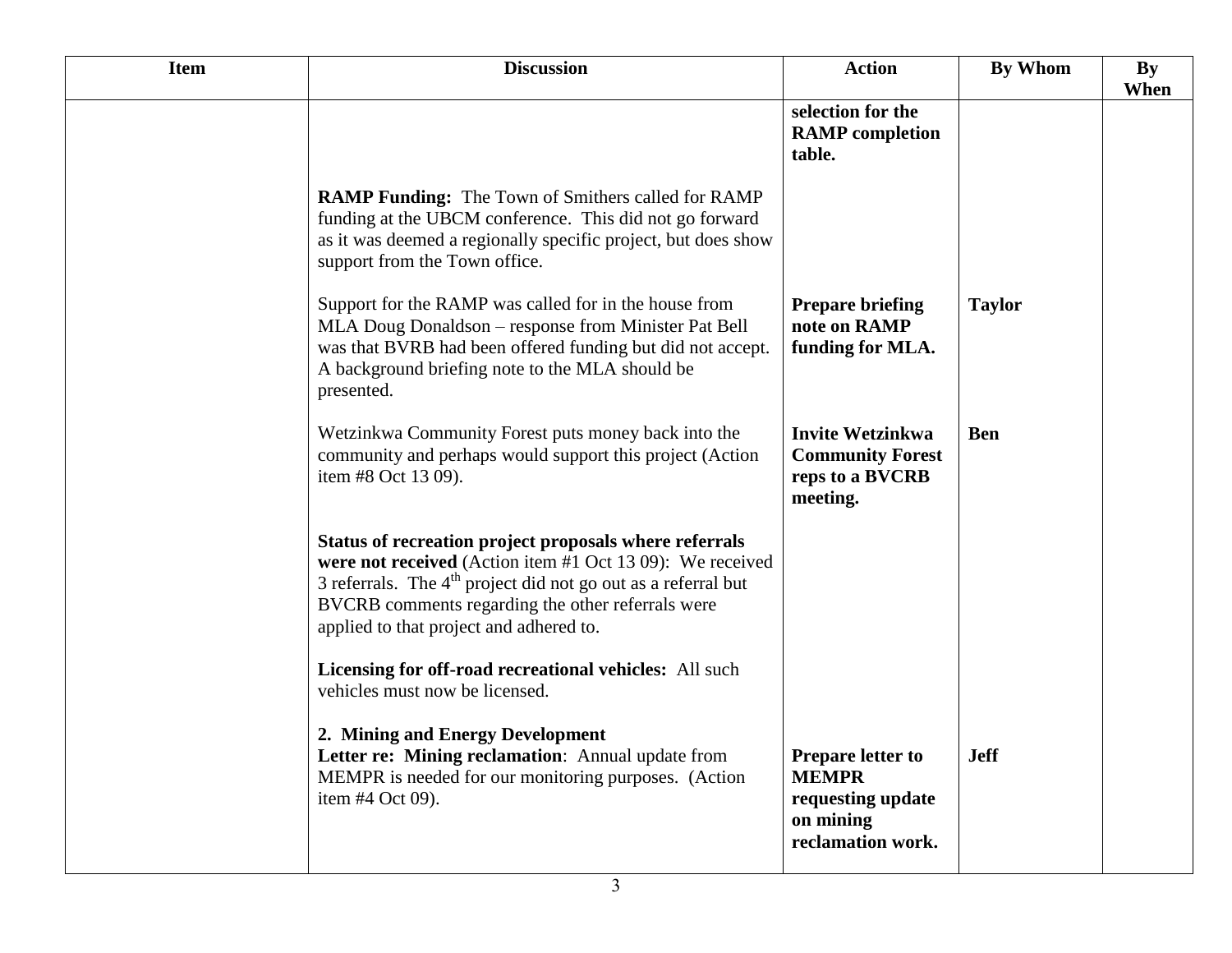| Item | Discussion | Action | By Whom | By When |
|---|---|---|---|---|
| | | **selection for the RAMP completion table.** | | |
| | **RAMP Funding:** The Town of Smithers called for RAMP funding at the UBCM conference. This did not go forward as it was deemed a regionally specific project, but does show support from the Town office. | | | |
| | Support for the RAMP was called for in the house from MLA Doug Donaldson – response from Minister Pat Bell was that BVRB had been offered funding but did not accept. A background briefing note to the MLA should be presented. | **Prepare briefing note on RAMP funding for MLA.** | **Taylor** | |
| | Wetzinkwa Community Forest puts money back into the community and perhaps would support this project (Action item #8 Oct 13 09). | **Invite Wetzinkwa Community Forest reps to a BVCRB meeting.** | **Ben** | |
| | **Status of recreation project proposals where referrals were not received** (Action item #1 Oct 13 09): We received 3 referrals. The 4th project did not go out as a referral but BVCRB comments regarding the other referrals were applied to that project and adhered to. | | | |
| | **Licensing for off-road recreational vehicles:** All such vehicles must now be licensed. | | | |
| | **2. Mining and Energy Development** **Letter re: Mining reclamation**: Annual update from MEMPR is needed for our monitoring purposes. (Action item #4 Oct 09). | **Prepare letter to MEMPR requesting update on mining reclamation work.** | **Jeff** | |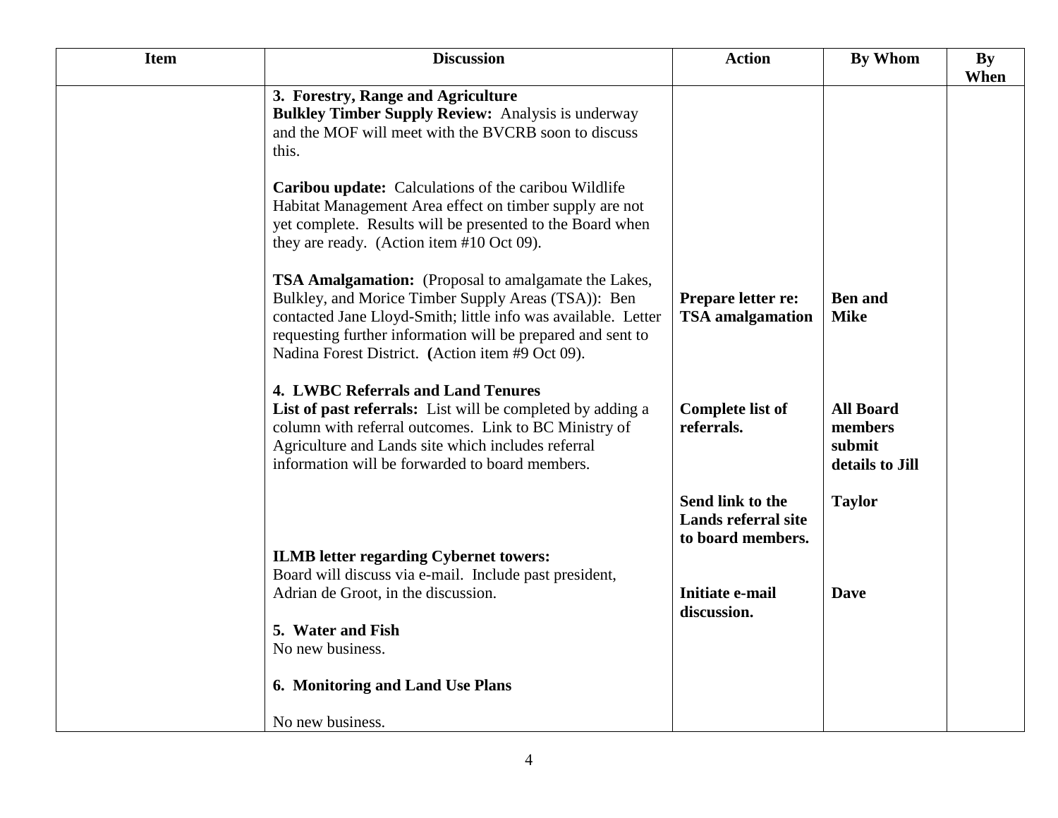| Item | Discussion | Action | By Whom | By When |
|---|---|---|---|---|
| | **3. Forestry, Range and Agriculture**<br>**Bulkley Timber Supply Review:** Analysis is underway and the MOF will meet with the BVCRB soon to discuss this.<br><br>**Caribou update:** Calculations of the caribou Wildlife Habitat Management Area effect on timber supply are not yet complete. Results will be presented to the Board when they are ready. (Action item #10 Oct 09).<br><br>**TSA Amalgamation:** (Proposal to amalgamate the Lakes, Bulkley, and Morice Timber Supply Areas (TSA)): Ben contacted Jane Lloyd-Smith; little info was available. Letter requesting further information will be prepared and sent to Nadina Forest District. **(**Action item #9 Oct 09). | **Prepare letter re: TSA amalgamation** | **Ben and Mike** | |
| | **4. LWBC Referrals and Land Tenures**<br>**List of past referrals:** List will be completed by adding a column with referral outcomes. Link to BC Ministry of Agriculture and Lands site which includes referral information will be forwarded to board members. | **Complete list of referrals.** | **All Board members submit details to Jill** | |
| | | **Send link to the Lands referral site to board members.** | **Taylor** | |
| | **ILMB letter regarding Cybernet towers:**<br>Board will discuss via e-mail. Include past president, Adrian de Groot, in the discussion. | **Initiate e-mail discussion.** | **Dave** | |
| | **5. Water and Fish**<br>No new business.<br><br>**6. Monitoring and Land Use Plans**<br><br>No new business. | | | |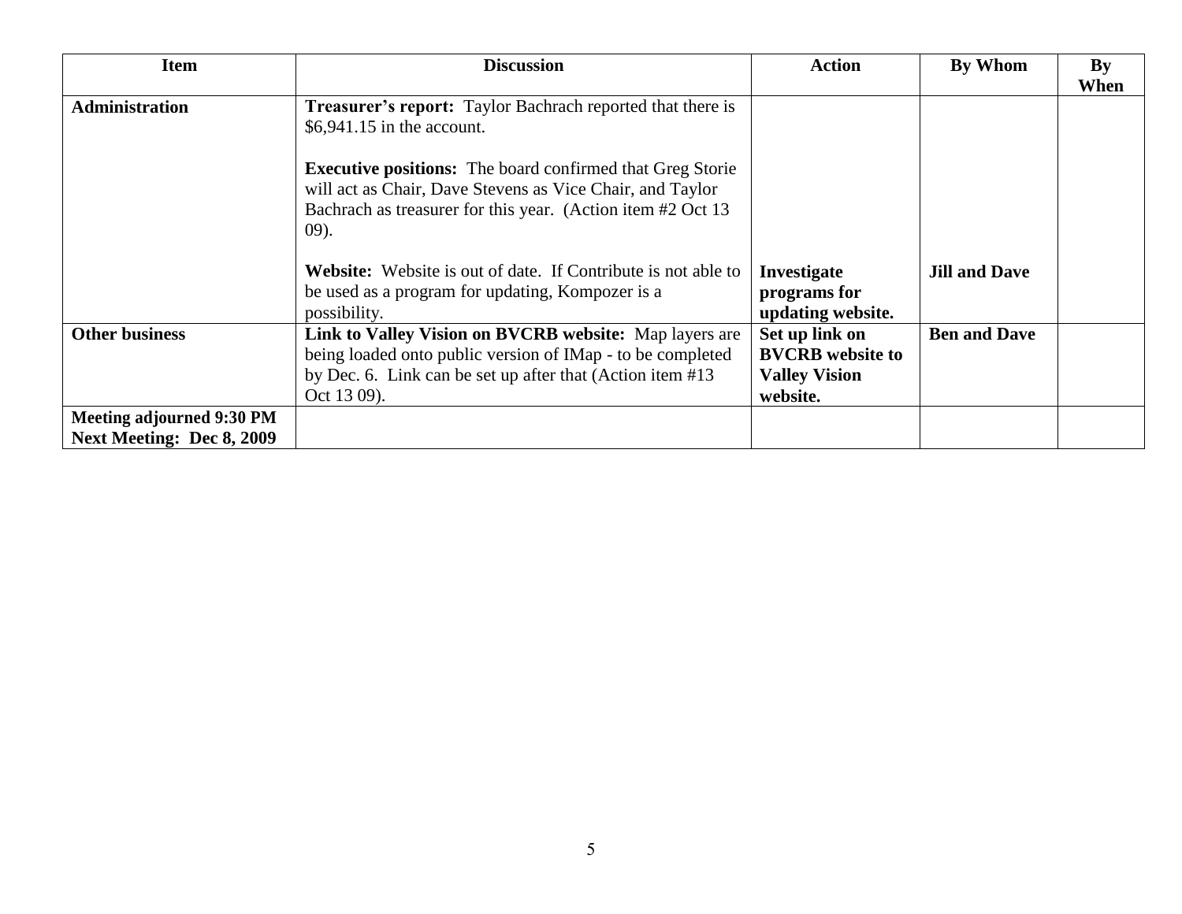| Item | Discussion | Action | By Whom | By When |
|---|---|---|---|---|
| **Administration** | **Treasurer's report:** Taylor Bachrach reported that there is $6,941.15 in the account.<br><br>**Executive positions:** The board confirmed that Greg Storie will act as Chair, Dave Stevens as Vice Chair, and Taylor Bachrach as treasurer for this year. (Action item #2 Oct 13 09).<br><br>**Website:** Website is out of date. If Contribute is not able to be used as a program for updating, Kompozer is a possibility. | **Investigate programs for updating website.** | **Jill and Dave** | |
| **Other business** | **Link to Valley Vision on BVCRB website:** Map layers are being loaded onto public version of IMap - to be completed by Dec. 6. Link can be set up after that (Action item #13 Oct 13 09). | **Set up link on BVCRB website to Valley Vision website.** | **Ben and Dave** | |
| **Meeting adjourned 9:30 PM**<br>**Next Meeting: Dec 8, 2009** | | | | |